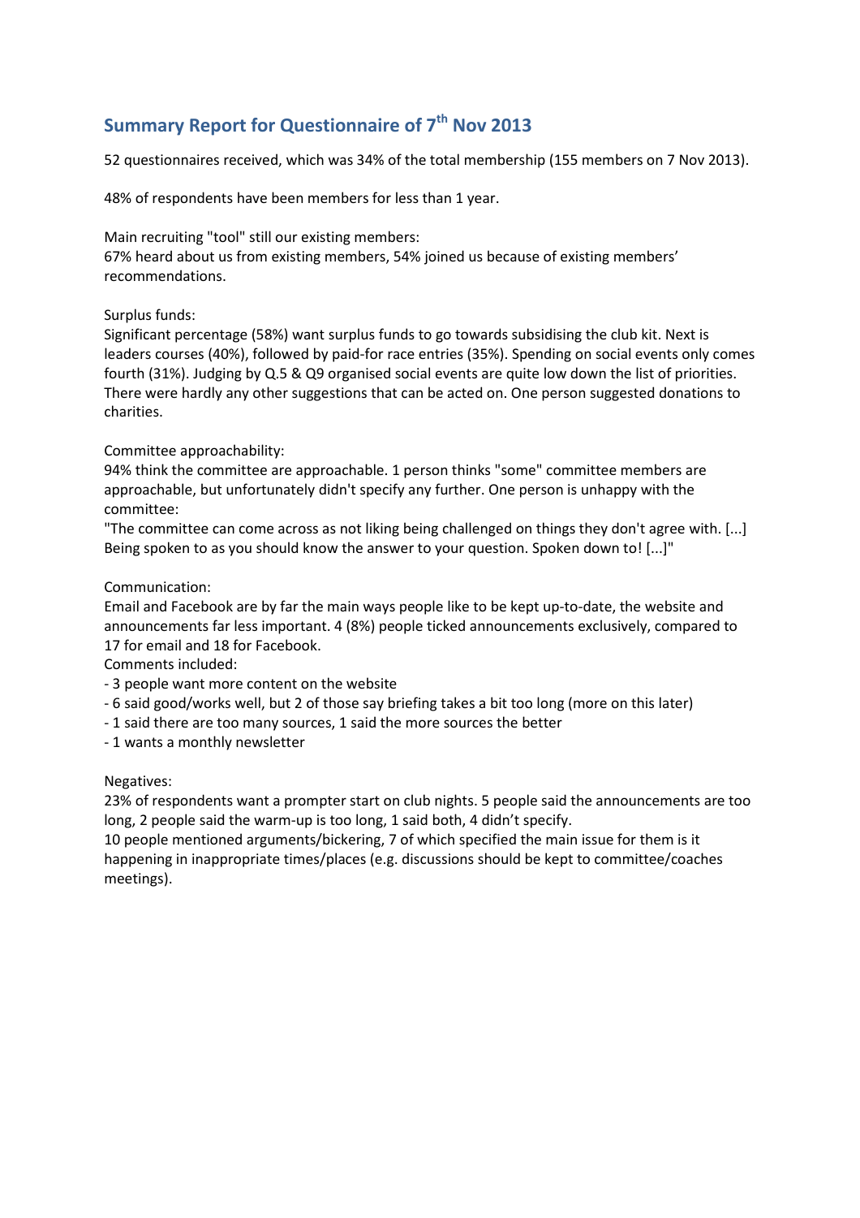## Summary Report for Questionnaire of 7th Nov 2013

52 questionnaires received, which was 34% of the total membership (155 members on 7 Nov 2013).

48% of respondents have been members for less than 1 year.

Main recruiting "tool" still our existing members:
67% heard about us from existing members, 54% joined us because of existing members' recommendations.

Surplus funds:
Significant percentage (58%) want surplus funds to go towards subsidising the club kit. Next is leaders courses (40%), followed by paid-for race entries (35%). Spending on social events only comes fourth (31%). Judging by Q.5 & Q9 organised social events are quite low down the list of priorities. There were hardly any other suggestions that can be acted on. One person suggested donations to charities.

Committee approachability:
94% think the committee are approachable. 1 person thinks "some" committee members are approachable, but unfortunately didn't specify any further. One person is unhappy with the committee:
"The committee can come across as not liking being challenged on things they don't agree with. [...] Being spoken to as you should know the answer to your question. Spoken down to! [...]"

Communication:
Email and Facebook are by far the main ways people like to be kept up-to-date, the website and announcements far less important. 4 (8%) people ticked announcements exclusively, compared to 17 for email and 18 for Facebook.
Comments included:
- 3 people want more content on the website
- 6 said good/works well, but 2 of those say briefing takes a bit too long (more on this later)
- 1 said there are too many sources, 1 said the more sources the better
- 1 wants a monthly newsletter

Negatives:
23% of respondents want a prompter start on club nights. 5 people said the announcements are too long, 2 people said the warm-up is too long, 1 said both, 4 didn't specify.
10 people mentioned arguments/bickering, 7 of which specified the main issue for them is it happening in inappropriate times/places (e.g. discussions should be kept to committee/coaches meetings).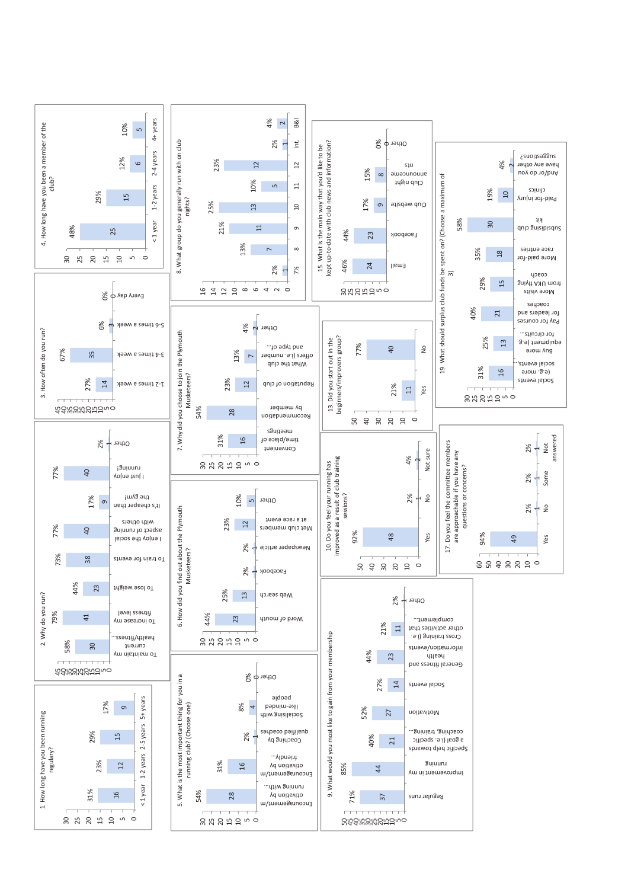## 1. How long have you been running regularly?

| Response | Count | % |
|---|---|---|
| < 1 year | 16 | 31% |
| 1-2 years | 12 | 23% |
| 2-5 years | 15 | 29% |
| 5+ years | 9 | 17% |

## 2. Why do you run?

| Response | Count | % |
|---|---|---|
| To maintain my current health/fitness... | 30 | 58% |
| To increase my fitness level | 41 | 79% |
| To lose weight | 23 | 44% |
| To train for races events | 38 | 73% |
| I enjoy the social aspect of running with others | 40 | 77% |
| It's cheaper than the gym! | 9 | 17% |
| I just enjoy running! | 40 | 77% |
| Other | 1 | 2% |

## 3. How often do you run?

| Response | Count | % |
|---|---|---|
| 1-2 times a week | 14 | 27% |
| 3-4 times a week | 35 | 67% |
| 5-6 times a week | 3 | 6% |
| Every day | 0 | 0% |

## 4. How long have you been a member of the club?

| Response | Count | % |
|---|---|---|
| < 1 year | 25 | 48% |
| 1-2 years | 15 | 29% |
| 2-4 years | 6 | 12% |
| 4+ years | 5 | 10% |

## 5. What is the most important thing for you in a running club? (Choose one)

| Response | Count | % |
|---|---|---|
| Encouragement/motivation running with... | 28 | 54% |
| Encouragement/motivation by friendly... | 16 | 31% |
| Coaching by qualified coaches | 1 | 2% |
| Socialising with like-minded people | 4 | 8% |
| Other | 0 | 0% |

## 6. How did you find out about the Plymouth Musketeers?

| Response | Count | % |
|---|---|---|
| Word of mouth | 23 | 44% |
| Web search | 13 | 25% |
| Facebook | 1 | 2% |
| Newspaper article | 1 | 2% |
| Met club members at a race event | 12 | 23% |
| Other | 5 | 10% |

## 7. Why did you choose to join the Plymouth Musketeers?

| Response | Count | % |
|---|---|---|
| Convenient time/place of meetings | 16 | 31% |
| Recommendation by member | 28 | 54% |
| Reputation of club | 12 | 23% |
| What the club offers (i.e. number and type of... | 7 | 13% |
| Other | 2 | 4% |

## 8. What group do you generally run with on club nights?

| Response | Count | % |
|---|---|---|
| 7½ | 1 | 2% |
| 8 | 7 | 13% |
| 9 | 11 | 21% |
| 10 | 13 | 25% |
| 11 | 5 | 10% |
| 12 | 12 | 23% |
| Int. | 1 | 2% |
| B&I | 2 | 4% |

## 9. What would you most like to gain from your membership

| Response | Count | % |
|---|---|---|
| Regular runs | 37 | 71% |
| Improvement in my running | 44 | 85% |
| Specific help towards a goal (i.e. specific coaching, training... | 21 | 40% |
| Motivation | 27 | 52% |
| Social events | 14 | 27% |
| General fitness and health information/events | 23 | 44% |
| Cross training (i.e. other activities that complement... | 11 | 21% |
| Other | 1 | 2% |

## 10. Do you feel your running has improved as a result of club training sessions?

| Response | Count | % |
|---|---|---|
| Yes | 48 | 92% |
| No | 1 | 2% |
| Not sure | 2 | 4% |

## 13. Did you start out in the beginners/improvers group?

| Response | Count | % |
|---|---|---|
| Yes | 11 | 21% |
| No | 40 | 77% |

## 15. What is the main way that you'd like to be kept up-to-date with club news and information?

| Response | Count | % |
|---|---|---|
| Email | 24 | 46% |
| Facebook | 23 | 44% |
| Club website | 9 | 17% |
| Club night announcements | 8 | 15% |
| Other | 0 | 0% |

## 17. Do you feel the committee members are approachable if you have any questions or concerns?

| Response | Count | % |
|---|---|---|
| Yes | 49 | 94% |
| No | 1 | 2% |
| Some | 1 | 2% |
| Not answered | 1 | 2% |

## 19. What should surplus club funds be spent on? (Choose a maximum of 3)

| Response | Count | % |
|---|---|---|
| Social events (e.g. more social events,... | 16 | 31% |
| Buy more equipment (e.g. for circuits... | 13 | 25% |
| Pay for courses for leaders and coaches | 21 | 40% |
| More visits from UKA flying coach | 15 | 29% |
| More paid-for race entries | 18 | 35% |
| Subsidising club kit | 30 | 58% |
| Paid-for injury clinics | 10 | 19% |
| And/or do you have any other suggestions? | 2 | 4% |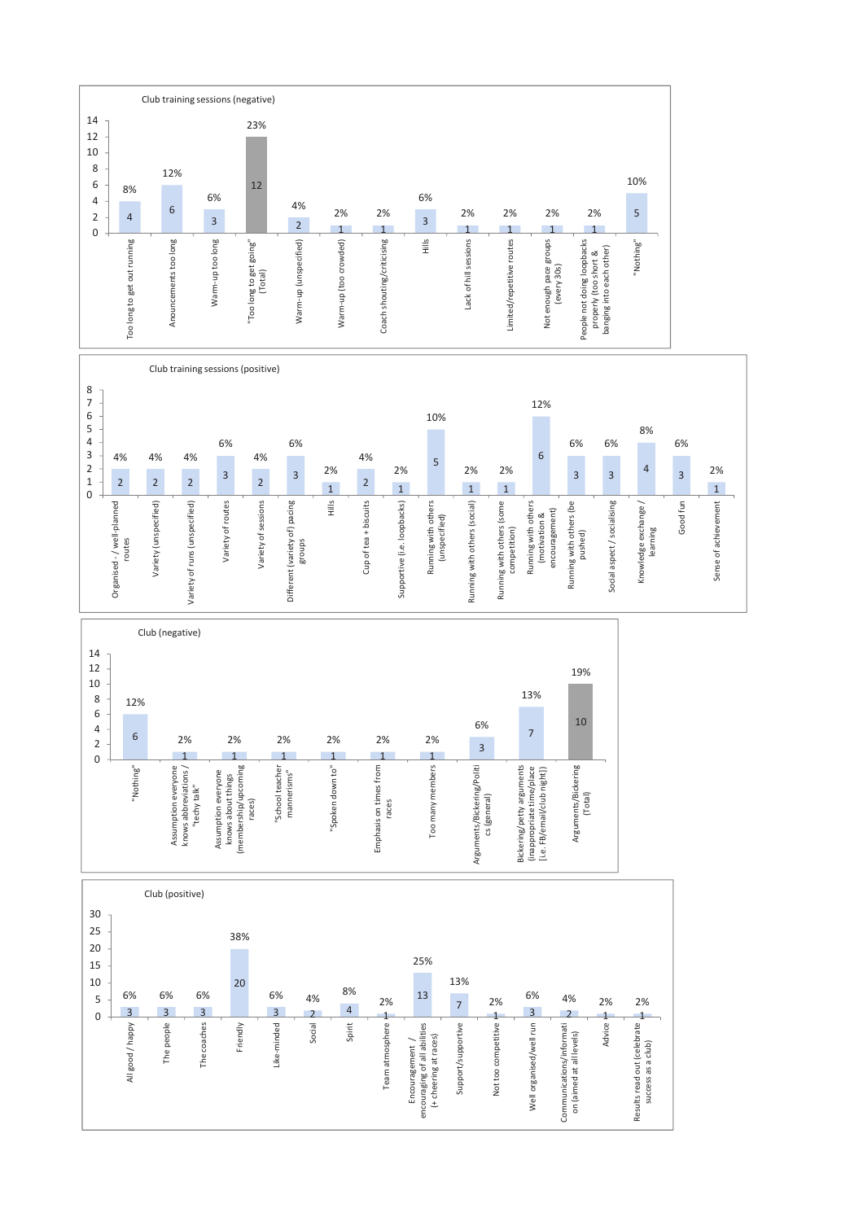Club training sessions (negative)

14
12
10
8
6
4
2
0

8% 4 Too long to get out running
12% 6 Anouncements too long
6% 3 Warm-up too long
23% 12 "Too long to get going" (Total)
4% 2 Warm-up (unspecified)
2% 1 Warm-up (too crowded)
2% 1 Coach shouting/criticising
6% 3 Hills
2% 1 Lack of hill sessions
2% 1 Limited/repetitive routes
2% 1 Not enough pace groups (every 30s)
2% 1 People not doing loopbacks properly (too short & banging into each other)
10% 5 "Nothing"

Club training sessions (positive)

8
7
6
5
4
3
2
1
0

4% 2 Organised - / well-planned routes
4% 2 Variety (unspecified)
4% 2 Variety of runs (unspecified)
6% 3 Variety of routes
4% 2 Variety of sessions
6% 3 Different (variety of) pacing groups
2% 1 Hills
4% 2 Cup of tea + biscuits
2% 1 Supportive (i.e. loopbacks)
10% 5 Running with others (unspecified)
2% 1 Running with others (social)
2% 1 Running with others (some competition)
12% 6 Running with others (motivation & encouragement)
6% 3 Running with others (be pushed)
6% 3 Social aspect / socialising
8% 4 Knowledge exchange / learning
6% 3 Good fun
2% 1 Sense of achievement

Club (negative)

14
12
10
8
6
4
2
0

12% 6 "Nothing"
2% 1 Assumption everyone knows abbreviations / "techy talk"
2% 1 Assumption everyone knows about things (membership/upcoming races)
2% 1 "School teacher mannerisms"
2% 1 "Spoken down to"
2% 1 Emphasis on times from races
2% 1 Too many members
6% 3 Arguments/Bickering/Politics (general)
13% 7 Bickering/petty arguments (inappropriate time/place [i.e. FB/email/club night])
19% 10 Arguments/Bickering (Total)

Club (positive)

30
25
20
15
10
5
0

6% 3 All good / happy
6% 3 The people
6% 3 The coaches
38% 20 Friendly
6% 3 Like-minded
4% 2 Social
8% 4 Spirit
2% 1 Team atmosphere
25% 13 Encouragement / encouraging of all abilities (+ cheering at races)
13% 7 Support/supportive
2% 1 Not too competitive
6% 3 Well organised/well run
4% 2 Communications/information (aimed at all levels)
2% 1 Advice
2% 1 Results read out (celebrate success as a club)